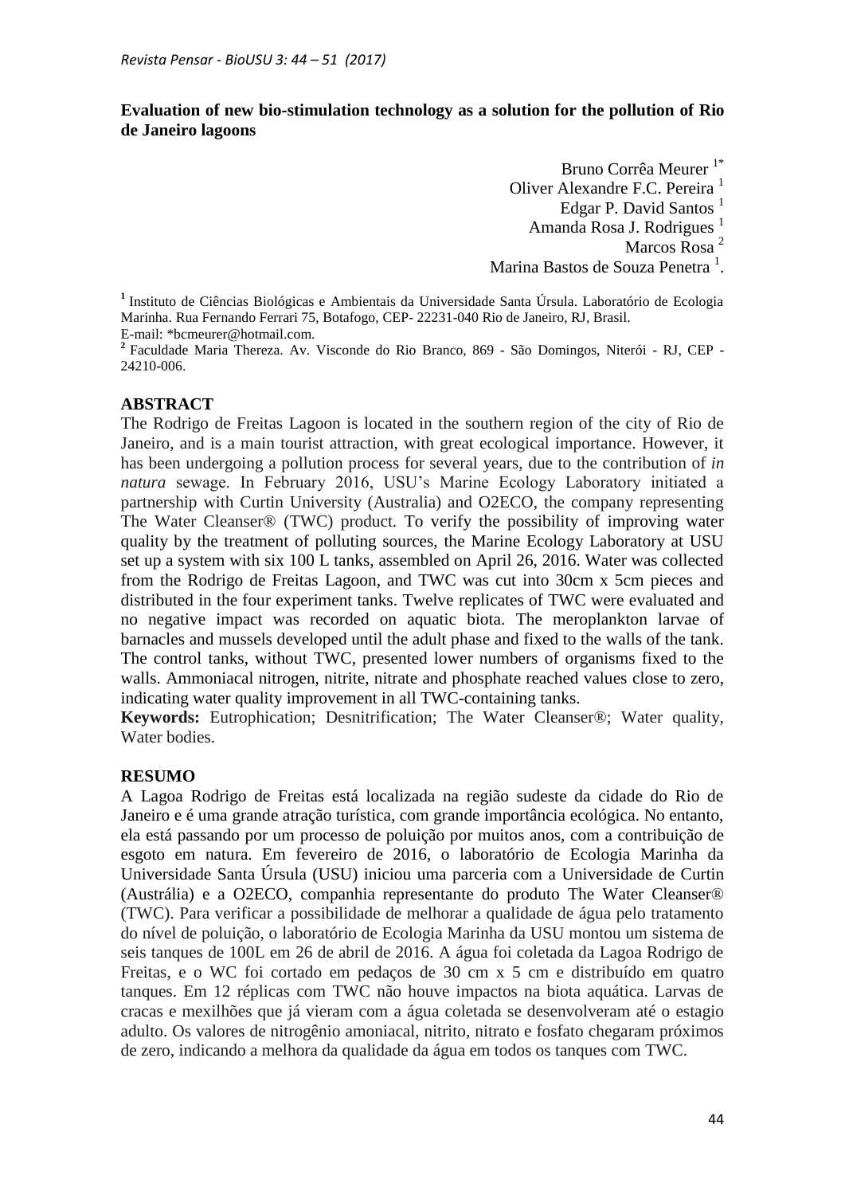**Evaluation of new bio-stimulation technology as a solution for the pollution of Rio de Janeiro lagoons**

Bruno Corrêa Meurer [1*]
Oliver Alexandre F.C. Pereira [1]
Edgar P. David Santos [1]
Amanda Rosa J. Rodrigues [1]
Marcos Rosa [2]
Marina Bastos de Souza Penetra [1].

[1] Instituto de Ciências Biológicas e Ambientais da Universidade Santa Úrsula. Laboratório de Ecologia Marinha. Rua Fernando Ferrari 75, Botafogo, CEP- 22231-040 Rio de Janeiro, RJ, Brasil.
E-mail: *bcmeurer@hotmail.com.
[2] Faculdade Maria Thereza. Av. Visconde do Rio Branco, 869 - São Domingos, Niterói - RJ, CEP - 24210-006.

## ABSTRACT

The Rodrigo de Freitas Lagoon is located in the southern region of the city of Rio de Janeiro, and is a main tourist attraction, with great ecological importance. However, it has been undergoing a pollution process for several years, due to the contribution of *in natura* sewage. In February 2016, USU's Marine Ecology Laboratory initiated a partnership with Curtin University (Australia) and O2ECO, the company representing The Water Cleanser® (TWC) product. To verify the possibility of improving water quality by the treatment of polluting sources, the Marine Ecology Laboratory at USU set up a system with six 100 L tanks, assembled on April 26, 2016. Water was collected from the Rodrigo de Freitas Lagoon, and TWC was cut into 30cm x 5cm pieces and distributed in the four experiment tanks. Twelve replicates of TWC were evaluated and no negative impact was recorded on aquatic biota. The meroplankton larvae of barnacles and mussels developed until the adult phase and fixed to the walls of the tank. The control tanks, without TWC, presented lower numbers of organisms fixed to the walls. Ammoniacal nitrogen, nitrite, nitrate and phosphate reached values close to zero, indicating water quality improvement in all TWC-containing tanks.

**Keywords:** Eutrophication; Desnitrification; The Water Cleanser®; Water quality, Water bodies.

## RESUMO

A Lagoa Rodrigo de Freitas está localizada na região sudeste da cidade do Rio de Janeiro e é uma grande atração turística, com grande importância ecológica. No entanto, ela está passando por um processo de poluição por muitos anos, com a contribuição de esgoto em natura. Em fevereiro de 2016, o laboratório de Ecologia Marinha da Universidade Santa Úrsula (USU) iniciou uma parceria com a Universidade de Curtin (Austrália) e a O2ECO, companhia representante do produto The Water Cleanser® (TWC). Para verificar a possibilidade de melhorar a qualidade de água pelo tratamento do nível de poluição, o laboratório de Ecologia Marinha da USU montou um sistema de seis tanques de 100L em 26 de abril de 2016. A água foi coletada da Lagoa Rodrigo de Freitas, e o WC foi cortado em pedaços de 30 cm x 5 cm e distribuído em quatro tanques. Em 12 réplicas com TWC não houve impactos na biota aquática. Larvas de cracas e mexilhões que já vieram com a água coletada se desenvolveram até o estagio adulto. Os valores de nitrogênio amoniacal, nitrito, nitrato e fosfato chegaram próximos de zero, indicando a melhora da qualidade da água em todos os tanques com TWC.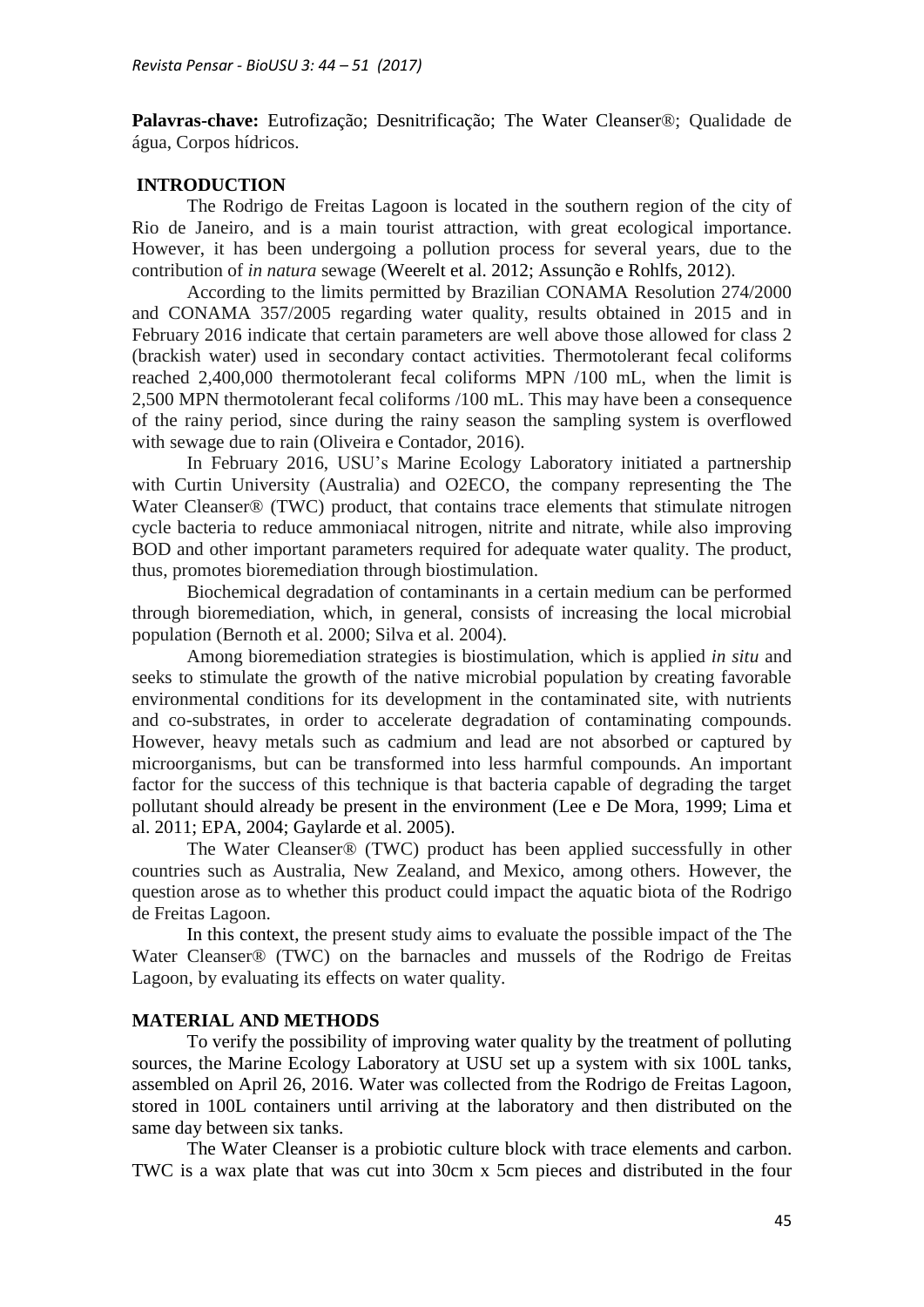**Palavras-chave:** Eutrofização; Desnitrificação; The Water Cleanser®; Qualidade de água, Corpos hídricos.

## INTRODUCTION

The Rodrigo de Freitas Lagoon is located in the southern region of the city of Rio de Janeiro, and is a main tourist attraction, with great ecological importance. However, it has been undergoing a pollution process for several years, due to the contribution of *in natura* sewage (Weerelt et al. 2012; Assunção e Rohlfs, 2012).

According to the limits permitted by Brazilian CONAMA Resolution 274/2000 and CONAMA 357/2005 regarding water quality, results obtained in 2015 and in February 2016 indicate that certain parameters are well above those allowed for class 2 (brackish water) used in secondary contact activities. Thermotolerant fecal coliforms reached 2,400,000 thermotolerant fecal coliforms MPN /100 mL, when the limit is 2,500 MPN thermotolerant fecal coliforms /100 mL. This may have been a consequence of the rainy period, since during the rainy season the sampling system is overflowed with sewage due to rain (Oliveira e Contador, 2016).

In February 2016, USU's Marine Ecology Laboratory initiated a partnership with Curtin University (Australia) and O2ECO, the company representing the The Water Cleanser® (TWC) product, that contains trace elements that stimulate nitrogen cycle bacteria to reduce ammoniacal nitrogen, nitrite and nitrate, while also improving BOD and other important parameters required for adequate water quality. The product, thus, promotes bioremediation through biostimulation.

Biochemical degradation of contaminants in a certain medium can be performed through bioremediation, which, in general, consists of increasing the local microbial population (Bernoth et al. 2000; Silva et al. 2004).

Among bioremediation strategies is biostimulation, which is applied *in situ* and seeks to stimulate the growth of the native microbial population by creating favorable environmental conditions for its development in the contaminated site, with nutrients and co-substrates, in order to accelerate degradation of contaminating compounds. However, heavy metals such as cadmium and lead are not absorbed or captured by microorganisms, but can be transformed into less harmful compounds. An important factor for the success of this technique is that bacteria capable of degrading the target pollutant should already be present in the environment (Lee e De Mora, 1999; Lima et al. 2011; EPA, 2004; Gaylarde et al. 2005).

The Water Cleanser® (TWC) product has been applied successfully in other countries such as Australia, New Zealand, and Mexico, among others. However, the question arose as to whether this product could impact the aquatic biota of the Rodrigo de Freitas Lagoon.

In this context, the present study aims to evaluate the possible impact of the The Water Cleanser® (TWC) on the barnacles and mussels of the Rodrigo de Freitas Lagoon, by evaluating its effects on water quality.

## MATERIAL AND METHODS

To verify the possibility of improving water quality by the treatment of polluting sources, the Marine Ecology Laboratory at USU set up a system with six 100L tanks, assembled on April 26, 2016. Water was collected from the Rodrigo de Freitas Lagoon, stored in 100L containers until arriving at the laboratory and then distributed on the same day between six tanks.

The Water Cleanser is a probiotic culture block with trace elements and carbon. TWC is a wax plate that was cut into 30cm x 5cm pieces and distributed in the four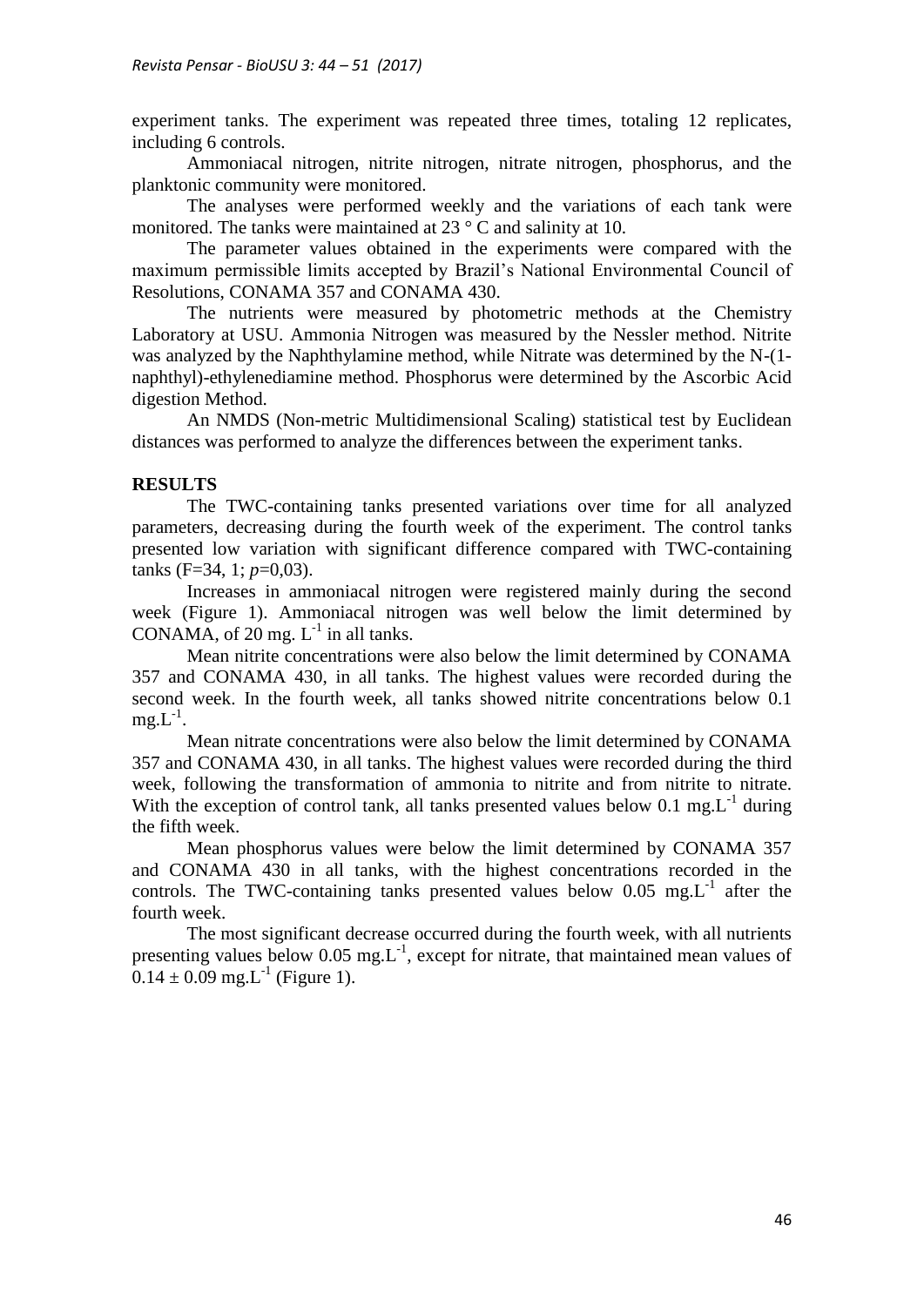experiment tanks. The experiment was repeated three times, totaling 12 replicates, including 6 controls.

Ammoniacal nitrogen, nitrite nitrogen, nitrate nitrogen, phosphorus, and the planktonic community were monitored.

The analyses were performed weekly and the variations of each tank were monitored. The tanks were maintained at 23 ° C and salinity at 10.

The parameter values obtained in the experiments were compared with the maximum permissible limits accepted by Brazil's National Environmental Council of Resolutions, CONAMA 357 and CONAMA 430.

The nutrients were measured by photometric methods at the Chemistry Laboratory at USU. Ammonia Nitrogen was measured by the Nessler method. Nitrite was analyzed by the Naphthylamine method, while Nitrate was determined by the N-(1-naphthyl)-ethylenediamine method. Phosphorus were determined by the Ascorbic Acid digestion Method.

An NMDS (Non-metric Multidimensional Scaling) statistical test by Euclidean distances was performed to analyze the differences between the experiment tanks.

## RESULTS

The TWC-containing tanks presented variations over time for all analyzed parameters, decreasing during the fourth week of the experiment. The control tanks presented low variation with significant difference compared with TWC-containing tanks (F=34, 1; *p*=0,03).

Increases in ammoniacal nitrogen were registered mainly during the second week (Figure 1). Ammoniacal nitrogen was well below the limit determined by CONAMA, of 20 mg. $L^{-1}$ in all tanks.

Mean nitrite concentrations were also below the limit determined by CONAMA 357 and CONAMA 430, in all tanks. The highest values were recorded during the second week. In the fourth week, all tanks showed nitrite concentrations below 0.1 $mg.L^{-1}$.

Mean nitrate concentrations were also below the limit determined by CONAMA 357 and CONAMA 430, in all tanks. The highest values were recorded during the third week, following the transformation of ammonia to nitrite and from nitrite to nitrate. With the exception of control tank, all tanks presented values below 0.1 $mg.L^{-1}$ during the fifth week.

Mean phosphorus values were below the limit determined by CONAMA 357 and CONAMA 430 in all tanks, with the highest concentrations recorded in the controls. The TWC-containing tanks presented values below 0.05 $mg.L^{-1}$ after the fourth week.

The most significant decrease occurred during the fourth week, with all nutrients presenting values below 0.05 $mg.L^{-1}$, except for nitrate, that maintained mean values of $0.14 \pm 0.09$ $mg.L^{-1}$ (Figure 1).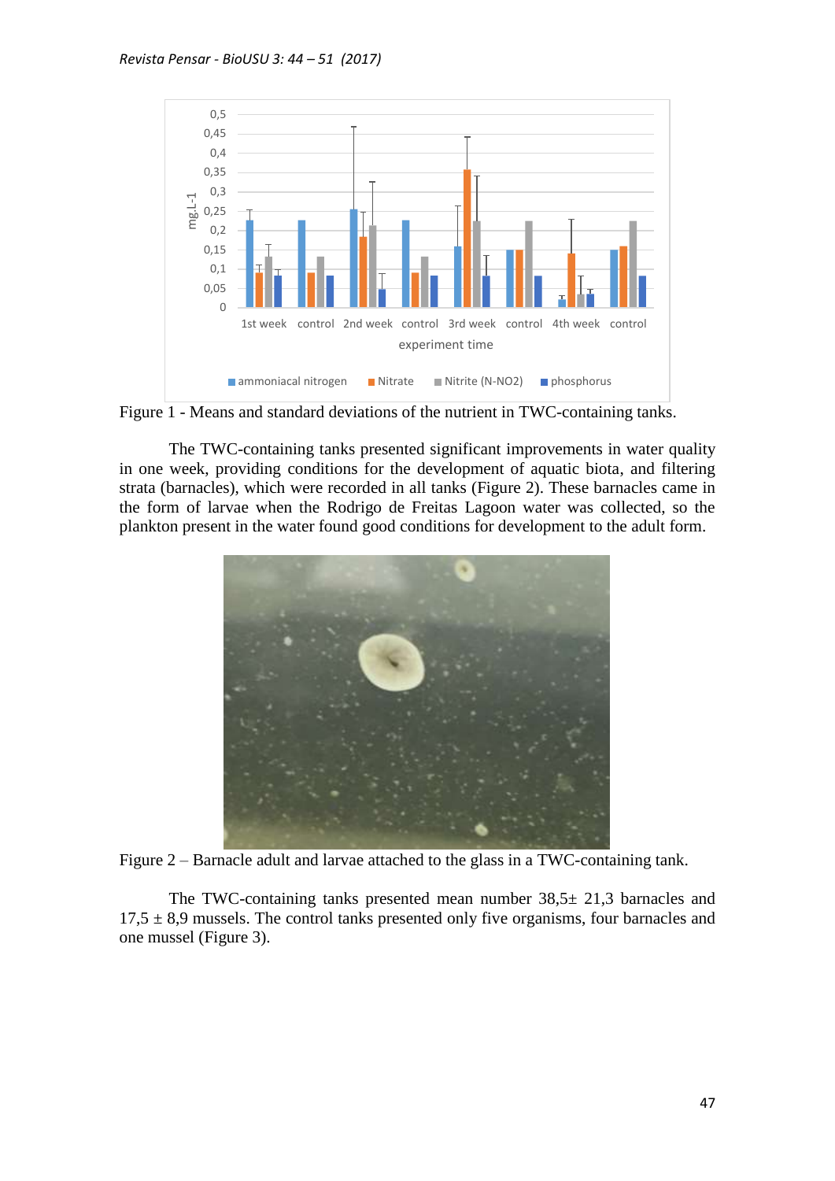0,5
0,45
0,4
0,35
0,3
0,25
0,2
0,15
0,1
0,05
0

mg.L-1

1st week control 2nd week control 3rd week control 4th week control

experiment time

ammoniacal nitrogen Nitrate Nitrite (N-NO2) phosphorus

Figure 1 - Means and standard deviations of the nutrient in TWC-containing tanks.

The TWC-containing tanks presented significant improvements in water quality in one week, providing conditions for the development of aquatic biota, and filtering strata (barnacles), which were recorded in all tanks (Figure 2). These barnacles came in the form of larvae when the Rodrigo de Freitas Lagoon water was collected, so the plankton present in the water found good conditions for development to the adult form.

Figure 2 – Barnacle adult and larvae attached to the glass in a TWC-containing tank.

The TWC-containing tanks presented mean number 38,5± 21,3 barnacles and 17,5 ± 8,9 mussels. The control tanks presented only five organisms, four barnacles and one mussel (Figure 3).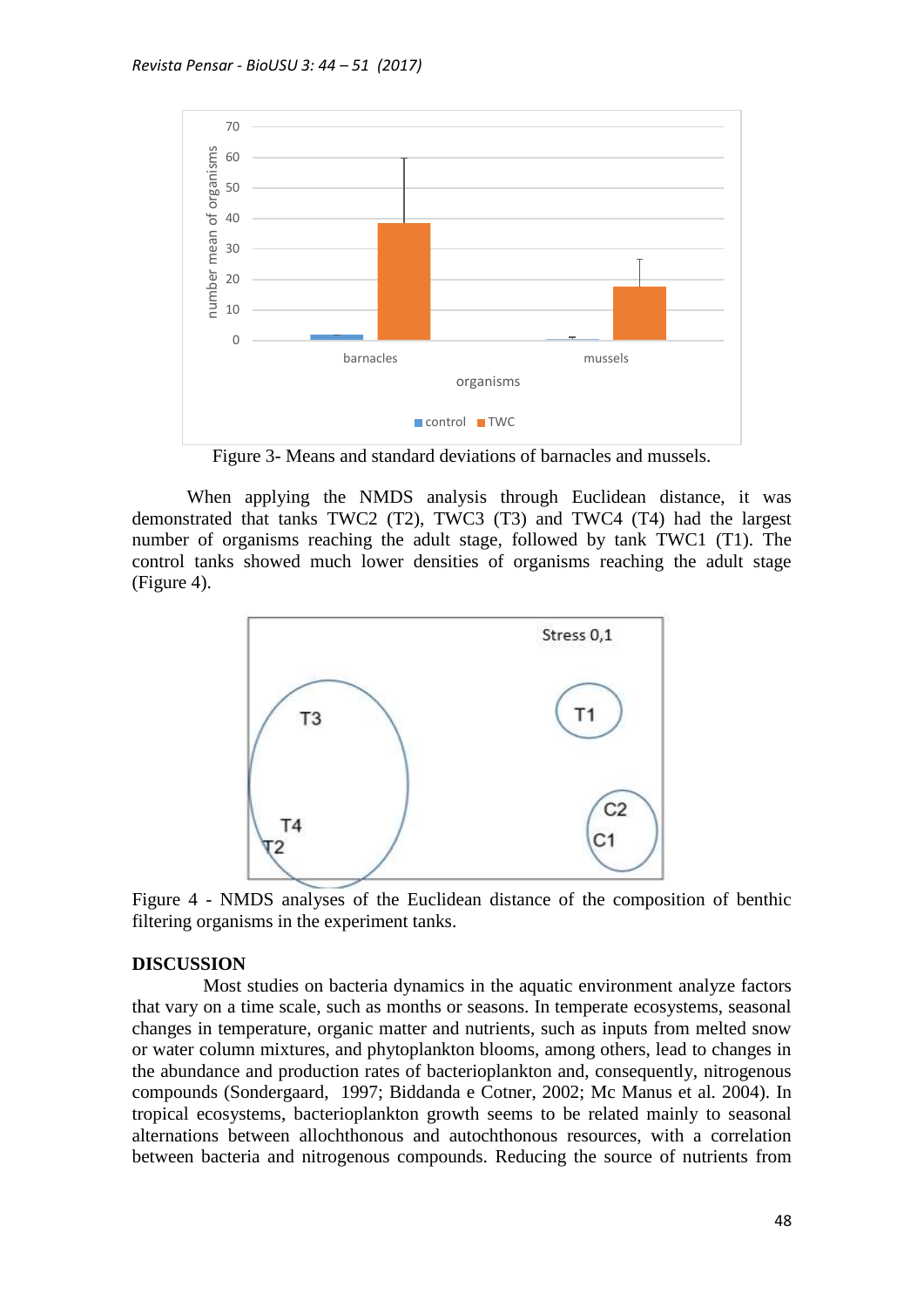70
60
50
40
30
20
10
0

number mean of organisms

barnacles
mussels

organisms

control TWC

Figure 3- Means and standard deviations of barnacles and mussels.

When applying the NMDS analysis through Euclidean distance, it was demonstrated that tanks TWC2 (T2), TWC3 (T3) and TWC4 (T4) had the largest number of organisms reaching the adult stage, followed by tank TWC1 (T1). The control tanks showed much lower densities of organisms reaching the adult stage (Figure 4).

Stress 0,1

T3
T1
T4
T2
C2
C1

Figure 4 - NMDS analyses of the Euclidean distance of the composition of benthic filtering organisms in the experiment tanks.

## DISCUSSION

Most studies on bacteria dynamics in the aquatic environment analyze factors that vary on a time scale, such as months or seasons. In temperate ecosystems, seasonal changes in temperature, organic matter and nutrients, such as inputs from melted snow or water column mixtures, and phytoplankton blooms, among others, lead to changes in the abundance and production rates of bacterioplankton and, consequently, nitrogenous compounds (Sondergaard, 1997; Biddanda e Cotner, 2002; Mc Manus et al. 2004). In tropical ecosystems, bacterioplankton growth seems to be related mainly to seasonal alternations between allochthonous and autochthonous resources, with a correlation between bacteria and nitrogenous compounds. Reducing the source of nutrients from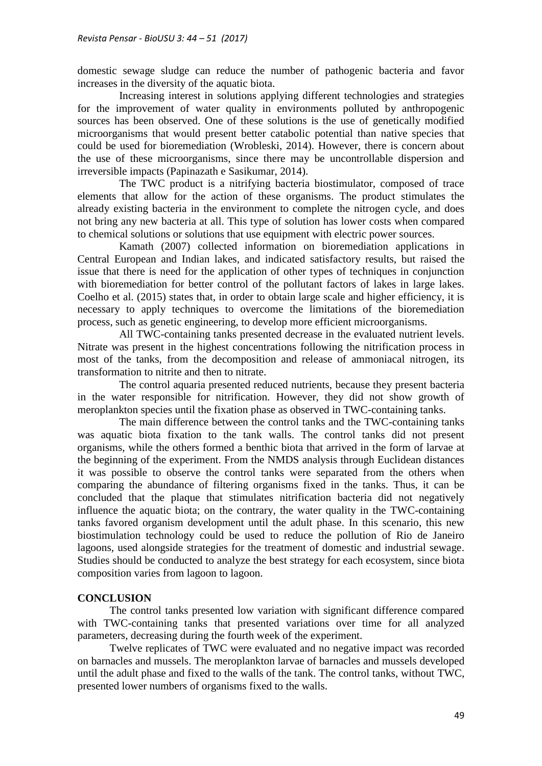domestic sewage sludge can reduce the number of pathogenic bacteria and favor increases in the diversity of the aquatic biota.

Increasing interest in solutions applying different technologies and strategies for the improvement of water quality in environments polluted by anthropogenic sources has been observed. One of these solutions is the use of genetically modified microorganisms that would present better catabolic potential than native species that could be used for bioremediation (Wrobleski, 2014). However, there is concern about the use of these microorganisms, since there may be uncontrollable dispersion and irreversible impacts (Papinazath e Sasikumar, 2014).

The TWC product is a nitrifying bacteria biostimulator, composed of trace elements that allow for the action of these organisms. The product stimulates the already existing bacteria in the environment to complete the nitrogen cycle, and does not bring any new bacteria at all. This type of solution has lower costs when compared to chemical solutions or solutions that use equipment with electric power sources.

Kamath (2007) collected information on bioremediation applications in Central European and Indian lakes, and indicated satisfactory results, but raised the issue that there is need for the application of other types of techniques in conjunction with bioremediation for better control of the pollutant factors of lakes in large lakes. Coelho et al. (2015) states that, in order to obtain large scale and higher efficiency, it is necessary to apply techniques to overcome the limitations of the bioremediation process, such as genetic engineering, to develop more efficient microorganisms.

All TWC-containing tanks presented decrease in the evaluated nutrient levels. Nitrate was present in the highest concentrations following the nitrification process in most of the tanks, from the decomposition and release of ammoniacal nitrogen, its transformation to nitrite and then to nitrate.

The control aquaria presented reduced nutrients, because they present bacteria in the water responsible for nitrification. However, they did not show growth of meroplankton species until the fixation phase as observed in TWC-containing tanks.

The main difference between the control tanks and the TWC-containing tanks was aquatic biota fixation to the tank walls. The control tanks did not present organisms, while the others formed a benthic biota that arrived in the form of larvae at the beginning of the experiment. From the NMDS analysis through Euclidean distances it was possible to observe the control tanks were separated from the others when comparing the abundance of filtering organisms fixed in the tanks. Thus, it can be concluded that the plaque that stimulates nitrification bacteria did not negatively influence the aquatic biota; on the contrary, the water quality in the TWC-containing tanks favored organism development until the adult phase. In this scenario, this new biostimulation technology could be used to reduce the pollution of Rio de Janeiro lagoons, used alongside strategies for the treatment of domestic and industrial sewage. Studies should be conducted to analyze the best strategy for each ecosystem, since biota composition varies from lagoon to lagoon.

## CONCLUSION

The control tanks presented low variation with significant difference compared with TWC-containing tanks that presented variations over time for all analyzed parameters, decreasing during the fourth week of the experiment.

Twelve replicates of TWC were evaluated and no negative impact was recorded on barnacles and mussels. The meroplankton larvae of barnacles and mussels developed until the adult phase and fixed to the walls of the tank. The control tanks, without TWC, presented lower numbers of organisms fixed to the walls.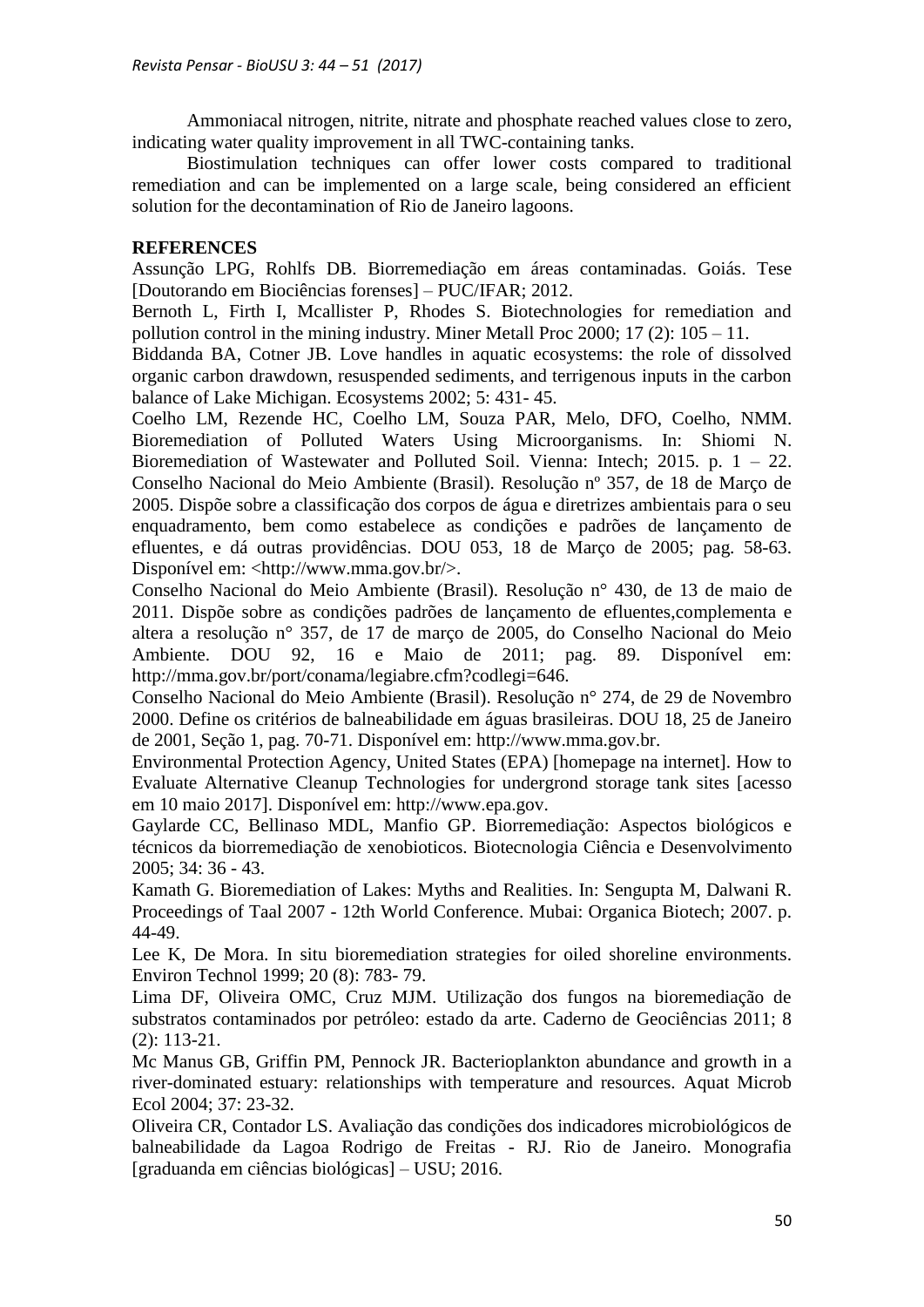Ammoniacal nitrogen, nitrite, nitrate and phosphate reached values close to zero, indicating water quality improvement in all TWC-containing tanks.

Biostimulation techniques can offer lower costs compared to traditional remediation and can be implemented on a large scale, being considered an efficient solution for the decontamination of Rio de Janeiro lagoons.

**REFERENCES**

Assunção LPG, Rohlfs DB. Biorremediação em áreas contaminadas. Goiás. Tese [Doutorando em Biociências forenses] – PUC/IFAR; 2012.

Bernoth L, Firth I, Mcallister P, Rhodes S. Biotechnologies for remediation and pollution control in the mining industry. Miner Metall Proc 2000; 17 (2): 105 – 11.

Biddanda BA, Cotner JB. Love handles in aquatic ecosystems: the role of dissolved organic carbon drawdown, resuspended sediments, and terrigenous inputs in the carbon balance of Lake Michigan. Ecosystems 2002; 5: 431- 45.

Coelho LM, Rezende HC, Coelho LM, Souza PAR, Melo, DFO, Coelho, NMM. Bioremediation of Polluted Waters Using Microorganisms. In: Shiomi N. Bioremediation of Wastewater and Polluted Soil. Vienna: Intech; 2015. p. 1 – 22.

Conselho Nacional do Meio Ambiente (Brasil). Resolução nº 357, de 18 de Março de 2005. Dispõe sobre a classificação dos corpos de água e diretrizes ambientais para o seu enquadramento, bem como estabelece as condições e padrões de lançamento de efluentes, e dá outras providências. DOU 053, 18 de Março de 2005; pag. 58-63. Disponível em: <http://www.mma.gov.br/>.

Conselho Nacional do Meio Ambiente (Brasil). Resolução n° 430, de 13 de maio de 2011. Dispõe sobre as condições padrões de lançamento de efluentes,complementa e altera a resolução n° 357, de 17 de março de 2005, do Conselho Nacional do Meio Ambiente. DOU 92, 16 e Maio de 2011; pag. 89. Disponível em: http://mma.gov.br/port/conama/legiabre.cfm?codlegi=646.

Conselho Nacional do Meio Ambiente (Brasil). Resolução n° 274, de 29 de Novembro 2000. Define os critérios de balneabilidade em águas brasileiras. DOU 18, 25 de Janeiro de 2001, Seção 1, pag. 70-71. Disponível em: http://www.mma.gov.br.

Environmental Protection Agency, United States (EPA) [homepage na internet]. How to Evaluate Alternative Cleanup Technologies for undergrond storage tank sites [acesso em 10 maio 2017]. Disponível em: http://www.epa.gov.

Gaylarde CC, Bellinaso MDL, Manfio GP. Biorremediação: Aspectos biológicos e técnicos da biorremediação de xenobioticos. Biotecnologia Ciência e Desenvolvimento 2005; 34: 36 - 43.

Kamath G. Bioremediation of Lakes: Myths and Realities. In: Sengupta M, Dalwani R. Proceedings of Taal 2007 - 12th World Conference. Mubai: Organica Biotech; 2007. p. 44-49.

Lee K, De Mora. In situ bioremediation strategies for oiled shoreline environments. Environ Technol 1999; 20 (8): 783- 79.

Lima DF, Oliveira OMC, Cruz MJM. Utilização dos fungos na bioremediação de substratos contaminados por petróleo: estado da arte. Caderno de Geociências 2011; 8 (2): 113-21.

Mc Manus GB, Griffin PM, Pennock JR. Bacterioplankton abundance and growth in a river-dominated estuary: relationships with temperature and resources. Aquat Microb Ecol 2004; 37: 23-32.

Oliveira CR, Contador LS. Avaliação das condições dos indicadores microbiológicos de balneabilidade da Lagoa Rodrigo de Freitas - RJ. Rio de Janeiro. Monografia [graduanda em ciências biológicas] – USU; 2016.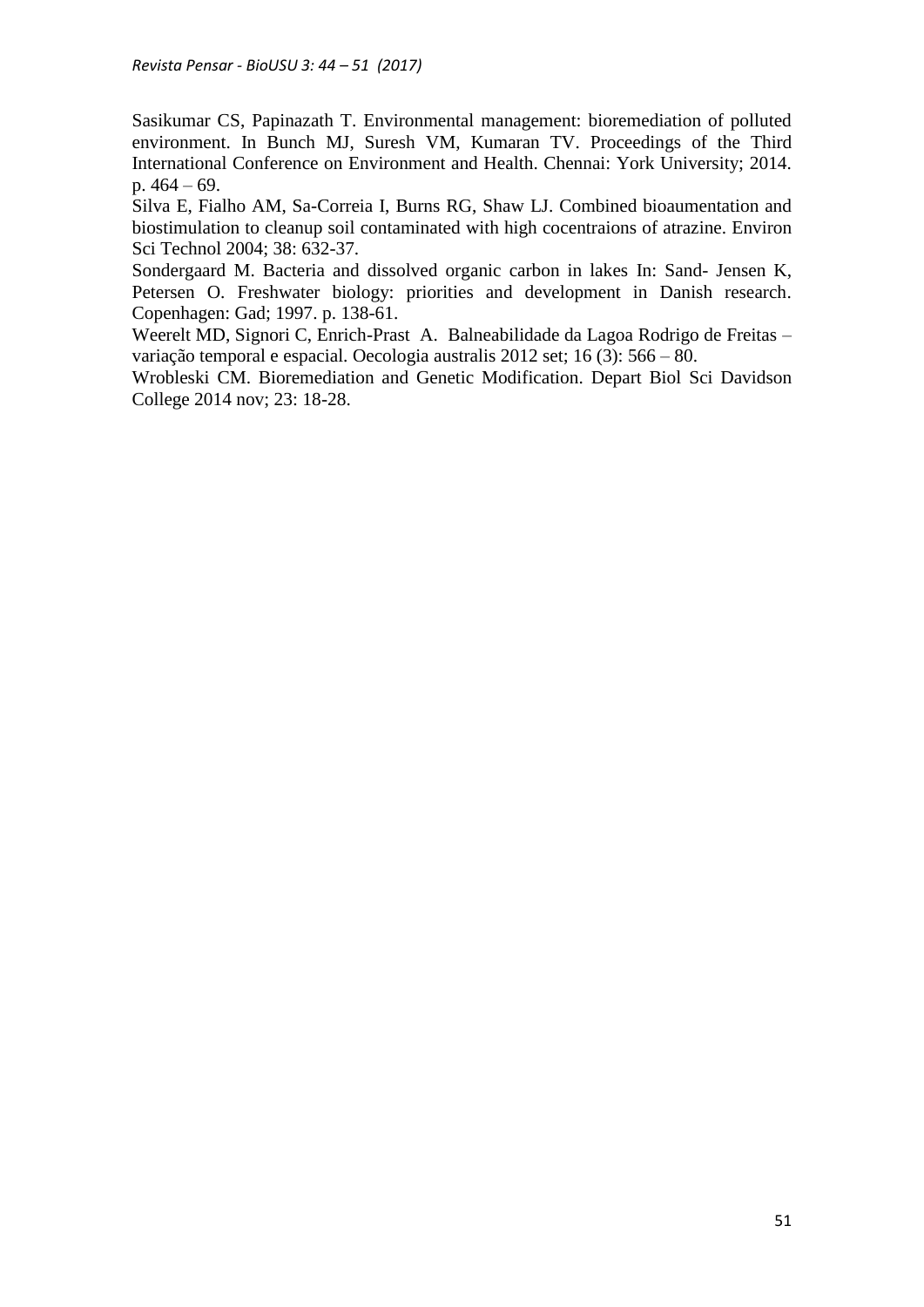Sasikumar CS, Papinazath T. Environmental management: bioremediation of polluted environment. In Bunch MJ, Suresh VM, Kumaran TV. Proceedings of the Third International Conference on Environment and Health. Chennai: York University; 2014. p. 464 – 69.

Silva E, Fialho AM, Sa-Correia I, Burns RG, Shaw LJ. Combined bioaumentation and biostimulation to cleanup soil contaminated with high cocentraions of atrazine. Environ Sci Technol 2004; 38: 632-37.

Sondergaard M. Bacteria and dissolved organic carbon in lakes In: Sand- Jensen K, Petersen O. Freshwater biology: priorities and development in Danish research. Copenhagen: Gad; 1997. p. 138-61.

Weerelt MD, Signori C, Enrich-Prast A. Balneabilidade da Lagoa Rodrigo de Freitas – variação temporal e espacial. Oecologia australis 2012 set; 16 (3): 566 – 80.

Wrobleski CM. Bioremediation and Genetic Modification. Depart Biol Sci Davidson College 2014 nov; 23: 18-28.